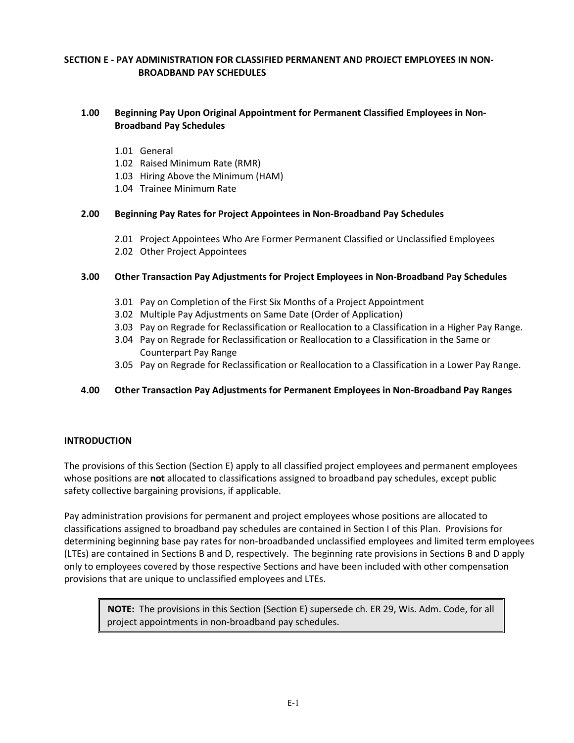# SECTION E - PAY ADMINISTRATION FOR CLASSIFIED PERMANENT AND PROJECT EMPLOYEES IN NON-BROADBAND PAY SCHEDULES

**1.00 Beginning Pay Upon Original Appointment for Permanent Classified Employees in Non-Broadband Pay Schedules**

- 1.01 General
- 1.02 Raised Minimum Rate (RMR)
- 1.03 Hiring Above the Minimum (HAM)
- 1.04 Trainee Minimum Rate

**2.00 Beginning Pay Rates for Project Appointees in Non-Broadband Pay Schedules**

- 2.01 Project Appointees Who Are Former Permanent Classified or Unclassified Employees
- 2.02 Other Project Appointees

**3.00 Other Transaction Pay Adjustments for Project Employees in Non-Broadband Pay Schedules**

- 3.01 Pay on Completion of the First Six Months of a Project Appointment
- 3.02 Multiple Pay Adjustments on Same Date (Order of Application)
- 3.03 Pay on Regrade for Reclassification or Reallocation to a Classification in a Higher Pay Range.
- 3.04 Pay on Regrade for Reclassification or Reallocation to a Classification in the Same or Counterpart Pay Range
- 3.05 Pay on Regrade for Reclassification or Reallocation to a Classification in a Lower Pay Range.

**4.00 Other Transaction Pay Adjustments for Permanent Employees in Non-Broadband Pay Ranges**

## INTRODUCTION

The provisions of this Section (Section E) apply to all classified project employees and permanent employees whose positions are **not** allocated to classifications assigned to broadband pay schedules, except public safety collective bargaining provisions, if applicable.

Pay administration provisions for permanent and project employees whose positions are allocated to classifications assigned to broadband pay schedules are contained in Section I of this Plan. Provisions for determining beginning base pay rates for non-broadbanded unclassified employees and limited term employees (LTEs) are contained in Sections B and D, respectively. The beginning rate provisions in Sections B and D apply only to employees covered by those respective Sections and have been included with other compensation provisions that are unique to unclassified employees and LTEs.

> **NOTE:** The provisions in this Section (Section E) supersede ch. ER 29, Wis. Adm. Code, for all project appointments in non-broadband pay schedules.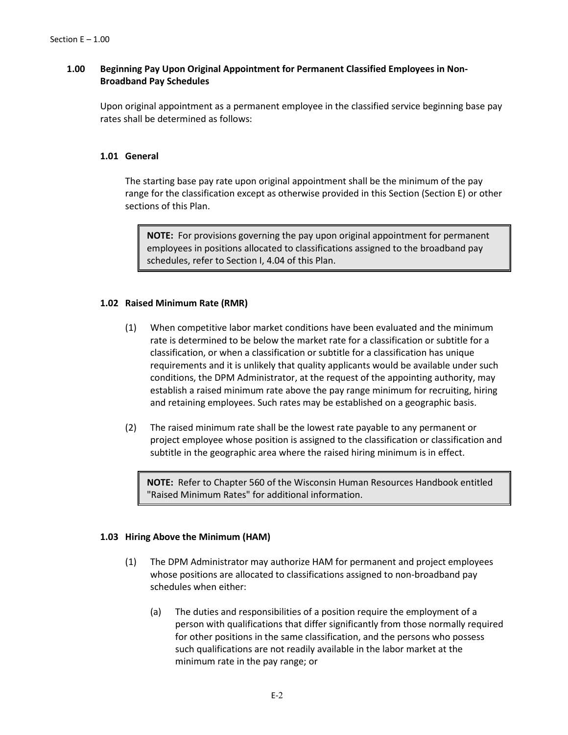## 1.00 Beginning Pay Upon Original Appointment for Permanent Classified Employees in Non-Broadband Pay Schedules

Upon original appointment as a permanent employee in the classified service beginning base pay rates shall be determined as follows:

### 1.01 General

The starting base pay rate upon original appointment shall be the minimum of the pay range for the classification except as otherwise provided in this Section (Section E) or other sections of this Plan.

> **NOTE:** For provisions governing the pay upon original appointment for permanent employees in positions allocated to classifications assigned to the broadband pay schedules, refer to Section I, 4.04 of this Plan.

### 1.02 Raised Minimum Rate (RMR)

(1) When competitive labor market conditions have been evaluated and the minimum rate is determined to be below the market rate for a classification or subtitle for a classification, or when a classification or subtitle for a classification has unique requirements and it is unlikely that quality applicants would be available under such conditions, the DPM Administrator, at the request of the appointing authority, may establish a raised minimum rate above the pay range minimum for recruiting, hiring and retaining employees. Such rates may be established on a geographic basis.

(2) The raised minimum rate shall be the lowest rate payable to any permanent or project employee whose position is assigned to the classification or classification and subtitle in the geographic area where the raised hiring minimum is in effect.

> **NOTE:** Refer to Chapter 560 of the Wisconsin Human Resources Handbook entitled "Raised Minimum Rates" for additional information.

### 1.03 Hiring Above the Minimum (HAM)

(1) The DPM Administrator may authorize HAM for permanent and project employees whose positions are allocated to classifications assigned to non-broadband pay schedules when either:

(a) The duties and responsibilities of a position require the employment of a person with qualifications that differ significantly from those normally required for other positions in the same classification, and the persons who possess such qualifications are not readily available in the labor market at the minimum rate in the pay range; or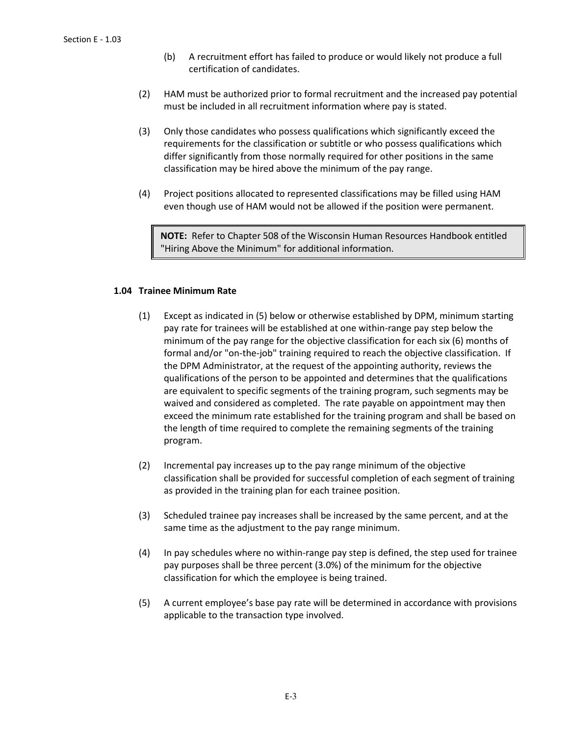(b) A recruitment effort has failed to produce or would likely not produce a full certification of candidates.

(2) HAM must be authorized prior to formal recruitment and the increased pay potential must be included in all recruitment information where pay is stated.

(3) Only those candidates who possess qualifications which significantly exceed the requirements for the classification or subtitle or who possess qualifications which differ significantly from those normally required for other positions in the same classification may be hired above the minimum of the pay range.

(4) Project positions allocated to represented classifications may be filled using HAM even though use of HAM would not be allowed if the position were permanent.

> **NOTE:** Refer to Chapter 508 of the Wisconsin Human Resources Handbook entitled "Hiring Above the Minimum" for additional information.

### 1.04 Trainee Minimum Rate

(1) Except as indicated in (5) below or otherwise established by DPM, minimum starting pay rate for trainees will be established at one within-range pay step below the minimum of the pay range for the objective classification for each six (6) months of formal and/or "on-the-job" training required to reach the objective classification. If the DPM Administrator, at the request of the appointing authority, reviews the qualifications of the person to be appointed and determines that the qualifications are equivalent to specific segments of the training program, such segments may be waived and considered as completed. The rate payable on appointment may then exceed the minimum rate established for the training program and shall be based on the length of time required to complete the remaining segments of the training program.

(2) Incremental pay increases up to the pay range minimum of the objective classification shall be provided for successful completion of each segment of training as provided in the training plan for each trainee position.

(3) Scheduled trainee pay increases shall be increased by the same percent, and at the same time as the adjustment to the pay range minimum.

(4) In pay schedules where no within-range pay step is defined, the step used for trainee pay purposes shall be three percent (3.0%) of the minimum for the objective classification for which the employee is being trained.

(5) A current employee's base pay rate will be determined in accordance with provisions applicable to the transaction type involved.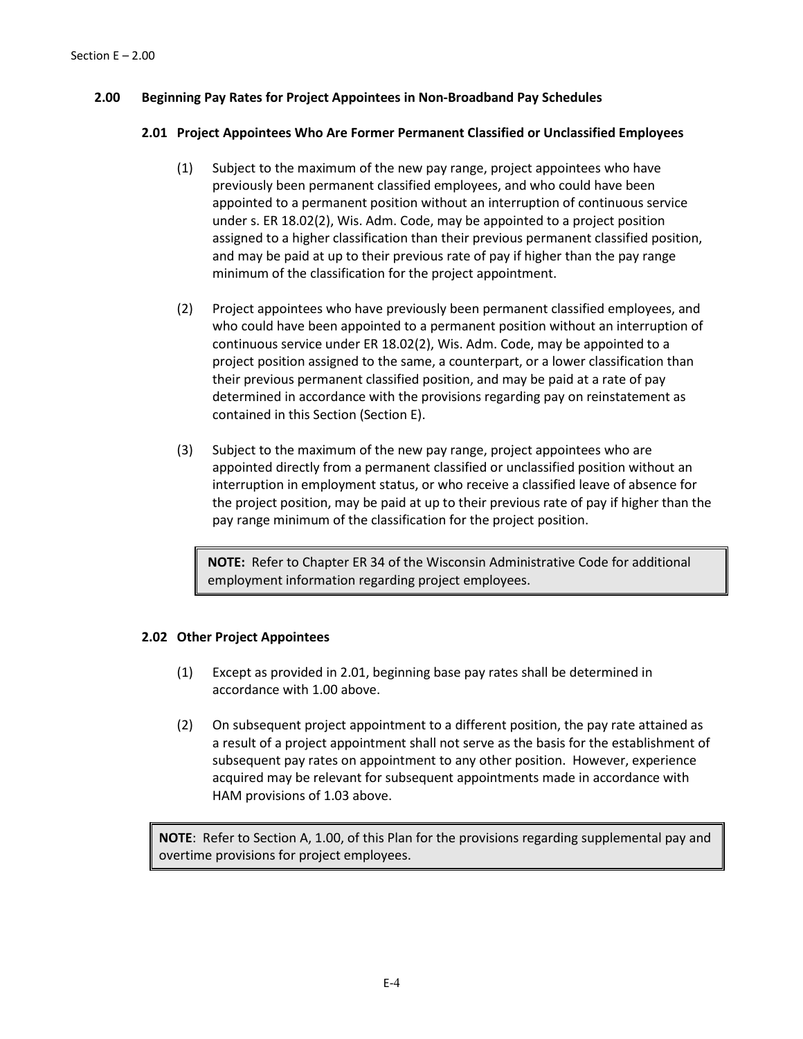## 2.00 Beginning Pay Rates for Project Appointees in Non-Broadband Pay Schedules

### 2.01 Project Appointees Who Are Former Permanent Classified or Unclassified Employees

(1) Subject to the maximum of the new pay range, project appointees who have previously been permanent classified employees, and who could have been appointed to a permanent position without an interruption of continuous service under s. ER 18.02(2), Wis. Adm. Code, may be appointed to a project position assigned to a higher classification than their previous permanent classified position, and may be paid at up to their previous rate of pay if higher than the pay range minimum of the classification for the project appointment.

(2) Project appointees who have previously been permanent classified employees, and who could have been appointed to a permanent position without an interruption of continuous service under ER 18.02(2), Wis. Adm. Code, may be appointed to a project position assigned to the same, a counterpart, or a lower classification than their previous permanent classified position, and may be paid at a rate of pay determined in accordance with the provisions regarding pay on reinstatement as contained in this Section (Section E).

(3) Subject to the maximum of the new pay range, project appointees who are appointed directly from a permanent classified or unclassified position without an interruption in employment status, or who receive a classified leave of absence for the project position, may be paid at up to their previous rate of pay if higher than the pay range minimum of the classification for the project position.

> **NOTE:** Refer to Chapter ER 34 of the Wisconsin Administrative Code for additional employment information regarding project employees.

### 2.02 Other Project Appointees

(1) Except as provided in 2.01, beginning base pay rates shall be determined in accordance with 1.00 above.

(2) On subsequent project appointment to a different position, the pay rate attained as a result of a project appointment shall not serve as the basis for the establishment of subsequent pay rates on appointment to any other position. However, experience acquired may be relevant for subsequent appointments made in accordance with HAM provisions of 1.03 above.

> **NOTE**: Refer to Section A, 1.00, of this Plan for the provisions regarding supplemental pay and overtime provisions for project employees.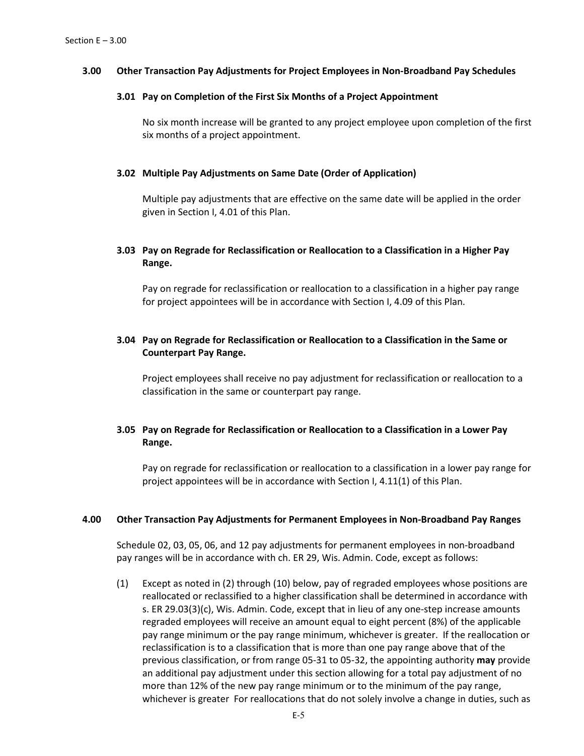## 3.00 Other Transaction Pay Adjustments for Project Employees in Non-Broadband Pay Schedules

### 3.01 Pay on Completion of the First Six Months of a Project Appointment

No six month increase will be granted to any project employee upon completion of the first six months of a project appointment.

### 3.02 Multiple Pay Adjustments on Same Date (Order of Application)

Multiple pay adjustments that are effective on the same date will be applied in the order given in Section I, 4.01 of this Plan.

### 3.03 Pay on Regrade for Reclassification or Reallocation to a Classification in a Higher Pay Range.

Pay on regrade for reclassification or reallocation to a classification in a higher pay range for project appointees will be in accordance with Section I, 4.09 of this Plan.

### 3.04 Pay on Regrade for Reclassification or Reallocation to a Classification in the Same or Counterpart Pay Range.

Project employees shall receive no pay adjustment for reclassification or reallocation to a classification in the same or counterpart pay range.

### 3.05 Pay on Regrade for Reclassification or Reallocation to a Classification in a Lower Pay Range.

Pay on regrade for reclassification or reallocation to a classification in a lower pay range for project appointees will be in accordance with Section I, 4.11(1) of this Plan.

## 4.00 Other Transaction Pay Adjustments for Permanent Employees in Non-Broadband Pay Ranges

Schedule 02, 03, 05, 06, and 12 pay adjustments for permanent employees in non-broadband pay ranges will be in accordance with ch. ER 29, Wis. Admin. Code, except as follows:

(1) Except as noted in (2) through (10) below, pay of regraded employees whose positions are reallocated or reclassified to a higher classification shall be determined in accordance with s. ER 29.03(3)(c), Wis. Admin. Code, except that in lieu of any one-step increase amounts regraded employees will receive an amount equal to eight percent (8%) of the applicable pay range minimum or the pay range minimum, whichever is greater. If the reallocation or reclassification is to a classification that is more than one pay range above that of the previous classification, or from range 05-31 to 05-32, the appointing authority **may** provide an additional pay adjustment under this section allowing for a total pay adjustment of no more than 12% of the new pay range minimum or to the minimum of the pay range, whichever is greater For reallocations that do not solely involve a change in duties, such as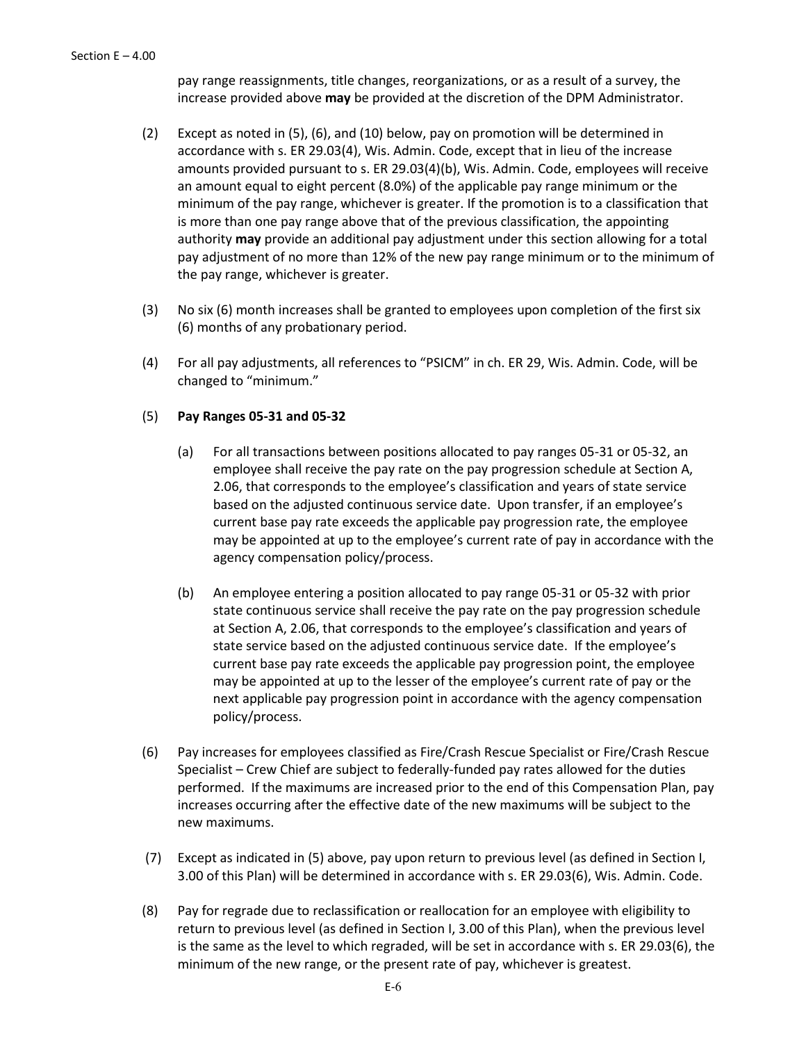pay range reassignments, title changes, reorganizations, or as a result of a survey, the increase provided above **may** be provided at the discretion of the DPM Administrator.

(2) Except as noted in (5), (6), and (10) below, pay on promotion will be determined in accordance with s. ER 29.03(4), Wis. Admin. Code, except that in lieu of the increase amounts provided pursuant to s. ER 29.03(4)(b), Wis. Admin. Code, employees will receive an amount equal to eight percent (8.0%) of the applicable pay range minimum or the minimum of the pay range, whichever is greater. If the promotion is to a classification that is more than one pay range above that of the previous classification, the appointing authority **may** provide an additional pay adjustment under this section allowing for a total pay adjustment of no more than 12% of the new pay range minimum or to the minimum of the pay range, whichever is greater.

(3) No six (6) month increases shall be granted to employees upon completion of the first six (6) months of any probationary period.

(4) For all pay adjustments, all references to "PSICM" in ch. ER 29, Wis. Admin. Code, will be changed to "minimum."

(5) **Pay Ranges 05-31 and 05-32**

(a) For all transactions between positions allocated to pay ranges 05-31 or 05-32, an employee shall receive the pay rate on the pay progression schedule at Section A, 2.06, that corresponds to the employee's classification and years of state service based on the adjusted continuous service date. Upon transfer, if an employee's current base pay rate exceeds the applicable pay progression rate, the employee may be appointed at up to the employee's current rate of pay in accordance with the agency compensation policy/process.

(b) An employee entering a position allocated to pay range 05-31 or 05-32 with prior state continuous service shall receive the pay rate on the pay progression schedule at Section A, 2.06, that corresponds to the employee's classification and years of state service based on the adjusted continuous service date. If the employee's current base pay rate exceeds the applicable pay progression point, the employee may be appointed at up to the lesser of the employee's current rate of pay or the next applicable pay progression point in accordance with the agency compensation policy/process.

(6) Pay increases for employees classified as Fire/Crash Rescue Specialist or Fire/Crash Rescue Specialist – Crew Chief are subject to federally-funded pay rates allowed for the duties performed. If the maximums are increased prior to the end of this Compensation Plan, pay increases occurring after the effective date of the new maximums will be subject to the new maximums.

(7) Except as indicated in (5) above, pay upon return to previous level (as defined in Section I, 3.00 of this Plan) will be determined in accordance with s. ER 29.03(6), Wis. Admin. Code.

(8) Pay for regrade due to reclassification or reallocation for an employee with eligibility to return to previous level (as defined in Section I, 3.00 of this Plan), when the previous level is the same as the level to which regraded, will be set in accordance with s. ER 29.03(6), the minimum of the new range, or the present rate of pay, whichever is greatest.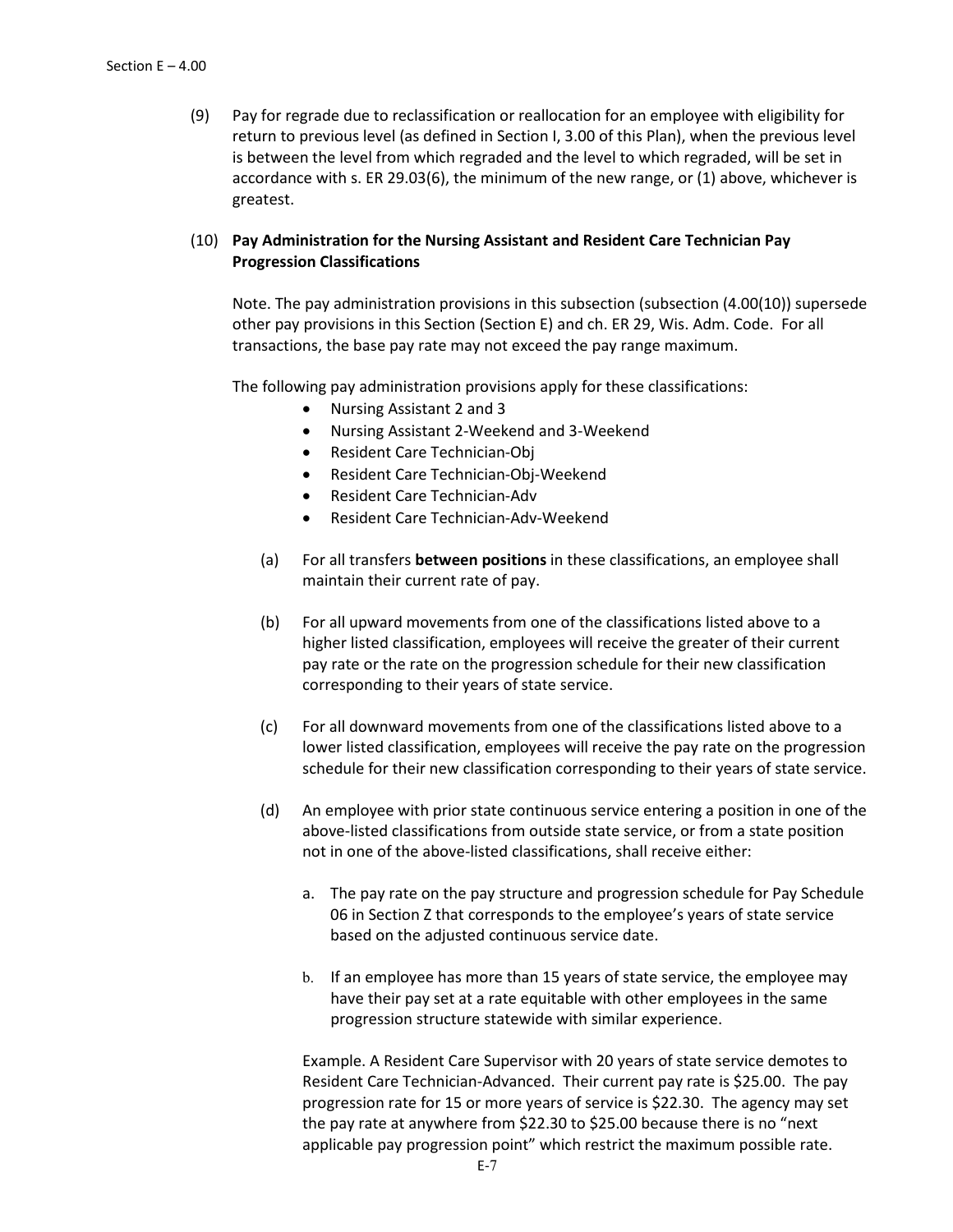(9) Pay for regrade due to reclassification or reallocation for an employee with eligibility for return to previous level (as defined in Section I, 3.00 of this Plan), when the previous level is between the level from which regraded and the level to which regraded, will be set in accordance with s. ER 29.03(6), the minimum of the new range, or (1) above, whichever is greatest.

(10) **Pay Administration for the Nursing Assistant and Resident Care Technician Pay Progression Classifications**

Note. The pay administration provisions in this subsection (subsection (4.00(10)) supersede other pay provisions in this Section (Section E) and ch. ER 29, Wis. Adm. Code. For all transactions, the base pay rate may not exceed the pay range maximum.

The following pay administration provisions apply for these classifications:

- Nursing Assistant 2 and 3
- Nursing Assistant 2-Weekend and 3-Weekend
- Resident Care Technician-Obj
- Resident Care Technician-Obj-Weekend
- Resident Care Technician-Adv
- Resident Care Technician-Adv-Weekend

(a) For all transfers **between positions** in these classifications, an employee shall maintain their current rate of pay.

(b) For all upward movements from one of the classifications listed above to a higher listed classification, employees will receive the greater of their current pay rate or the rate on the progression schedule for their new classification corresponding to their years of state service.

(c) For all downward movements from one of the classifications listed above to a lower listed classification, employees will receive the pay rate on the progression schedule for their new classification corresponding to their years of state service.

(d) An employee with prior state continuous service entering a position in one of the above-listed classifications from outside state service, or from a state position not in one of the above-listed classifications, shall receive either:

a. The pay rate on the pay structure and progression schedule for Pay Schedule 06 in Section Z that corresponds to the employee's years of state service based on the adjusted continuous service date.

b. If an employee has more than 15 years of state service, the employee may have their pay set at a rate equitable with other employees in the same progression structure statewide with similar experience.

Example. A Resident Care Supervisor with 20 years of state service demotes to Resident Care Technician-Advanced. Their current pay rate is $25.00. The pay progression rate for 15 or more years of service is $22.30. The agency may set the pay rate at anywhere from $22.30 to $25.00 because there is no "next applicable pay progression point" which restrict the maximum possible rate.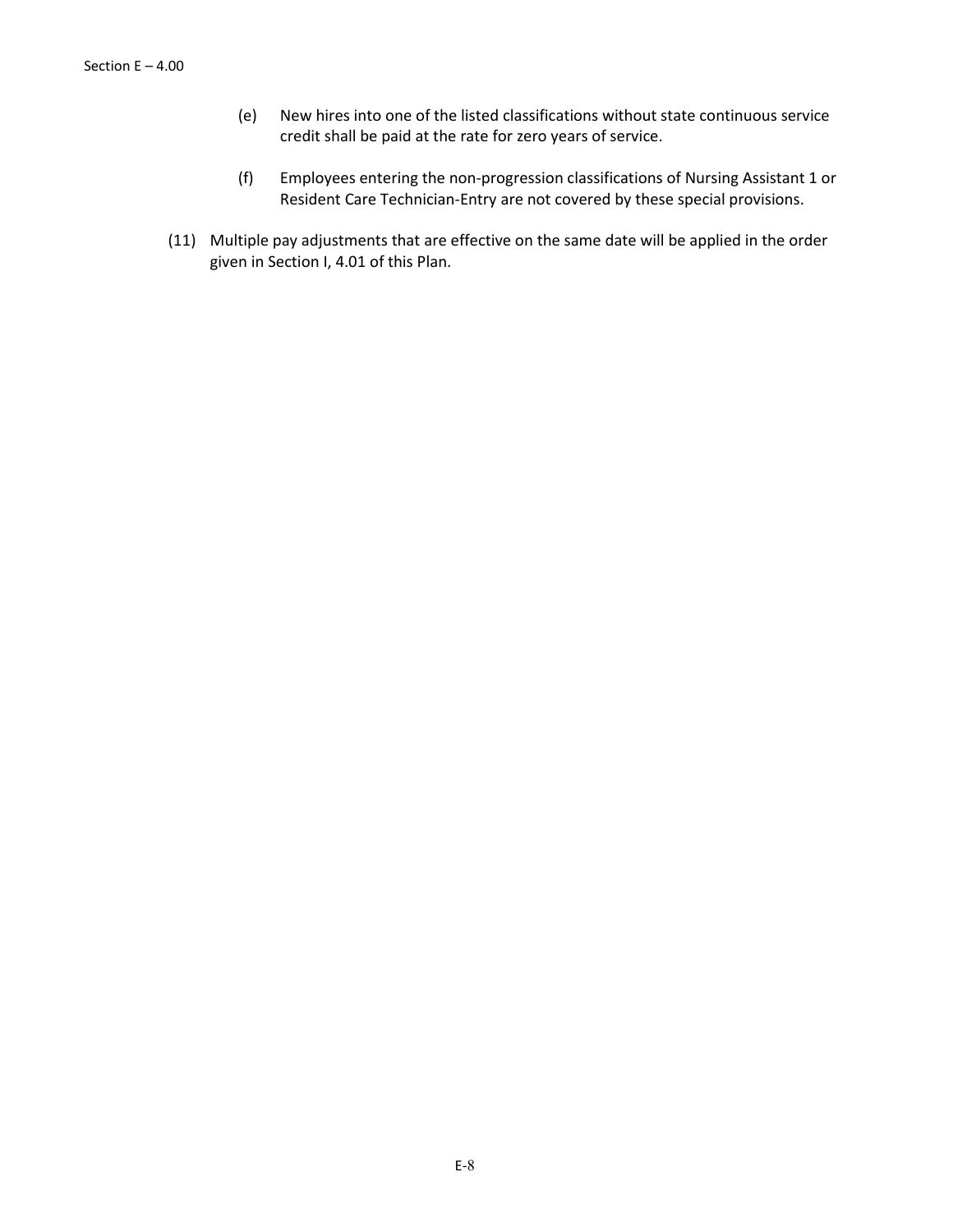(e) New hires into one of the listed classifications without state continuous service credit shall be paid at the rate for zero years of service.

(f) Employees entering the non-progression classifications of Nursing Assistant 1 or Resident Care Technician-Entry are not covered by these special provisions.

(11) Multiple pay adjustments that are effective on the same date will be applied in the order given in Section I, 4.01 of this Plan.